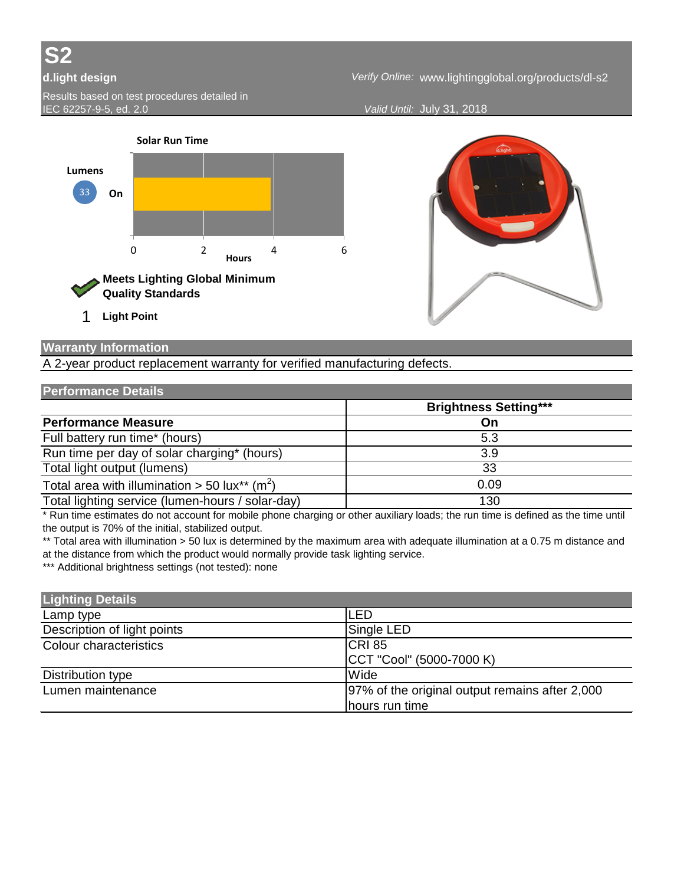# S2

**d.light design**

*Verify Online:* www.lightingglobal.org/products/dl-s2

Results based on test procedures detailed in IEC 62257-9-5, ed. 2.0

*Valid Until:* July 31, 2018

**Solar Run Time**

**Lumens**

33 **On**

0 2 4 6
**Hours**

**Meets Lighting Global Minimum Quality Standards**

1 **Light Point**

## Warranty Information

A 2-year product replacement warranty for verified manufacturing defects.

## Performance Details

| | Brightness Setting*** |
|---|---|
| **Performance Measure** | **On** |
| Full battery run time* (hours) | 5.3 |
| Run time per day of solar charging* (hours) | 3.9 |
| Total light output (lumens) | 33 |
| Total area with illumination > 50 lux** ($m^2$) | 0.09 |
| Total lighting service (lumen-hours / solar-day) | 130 |

* Run time estimates do not account for mobile phone charging or other auxiliary loads; the run time is defined as the time until the output is 70% of the initial, stabilized output.

** Total area with illumination > 50 lux is determined by the maximum area with adequate illumination at a 0.75 m distance and at the distance from which the product would normally provide task lighting service.

*** Additional brightness settings (not tested): none

## Lighting Details

| | |
|---|---|
| Lamp type | LED |
| Description of light points | Single LED |
| Colour characteristics | CRI 85<br>CCT "Cool" (5000-7000 K) |
| Distribution type | Wide |
| Lumen maintenance | 97% of the original output remains after 2,000 hours run time |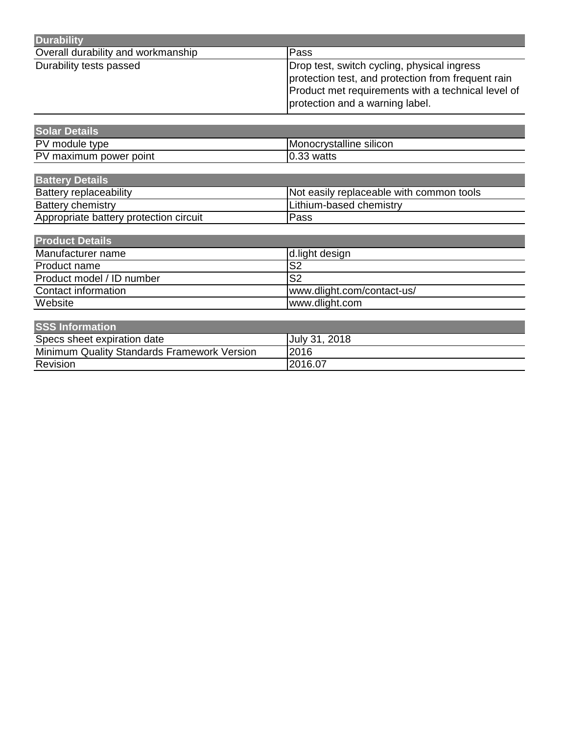| Durability | |
|---|---|
| Overall durability and workmanship | Pass |
| Durability tests passed | Drop test, switch cycling, physical ingress protection test, and protection from frequent rain Product met requirements with a technical level of protection and a warning label. |

| Solar Details | |
|---|---|
| PV module type | Monocrystalline silicon |
| PV maximum power point | 0.33 watts |

| Battery Details | |
|---|---|
| Battery replaceability | Not easily replaceable with common tools |
| Battery chemistry | Lithium-based chemistry |
| Appropriate battery protection circuit | Pass |

| Product Details | |
|---|---|
| Manufacturer name | d.light design |
| Product name | S2 |
| Product model / ID number | S2 |
| Contact information | www.dlight.com/contact-us/ |
| Website | www.dlight.com |

| SSS Information | |
|---|---|
| Specs sheet expiration date | July 31, 2018 |
| Minimum Quality Standards Framework Version | 2016 |
| Revision | 2016.07 |